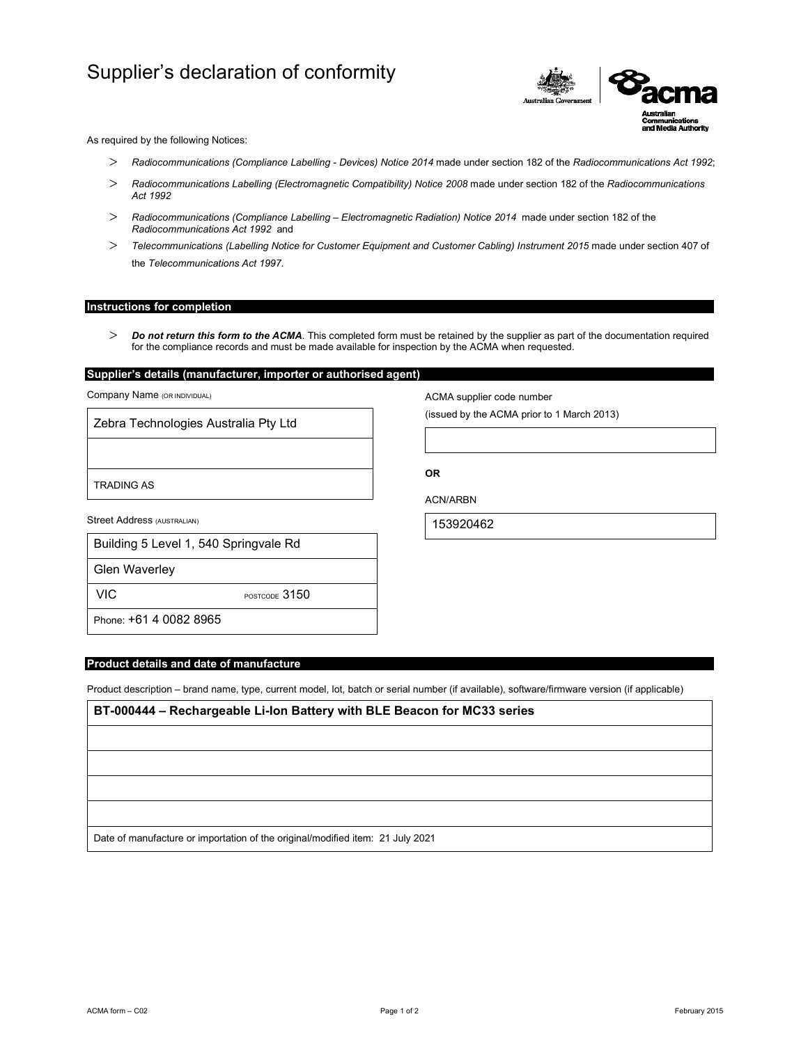# Supplier's declaration of conformity

As required by the following Notices:

- *Radiocommunications (Compliance Labelling - Devices) Notice 2014* made under section 182 of the *Radiocommunications Act 1992*;
- *Radiocommunications Labelling (Electromagnetic Compatibility) Notice 2008* made under section 182 of the *Radiocommunications Act 1992*
- *Radiocommunications (Compliance Labelling – Electromagnetic Radiation) Notice 2014* made under section 182 of the *Radiocommunications Act 1992* and
- *Telecommunications (Labelling Notice for Customer Equipment and Customer Cabling) Instrument 2015* made under section 407 of the *Telecommunications Act 1997*.

## Instructions for completion

- ***Do not return this form to the ACMA***. This completed form must be retained by the supplier as part of the documentation required for the compliance records and must be made available for inspection by the ACMA when requested.

## Supplier's details (manufacturer, importer or authorised agent)

Company Name (OR INDIVIDUAL)

Zebra Technologies Australia Pty Ltd

TRADING AS

Street Address (AUSTRALIAN)

Building 5 Level 1, 540 Springvale Rd

Glen Waverley

VIC POSTCODE 3150

Phone: +61 4 0082 8965

ACMA supplier code number

(issued by the ACMA prior to 1 March 2013)

**OR**

ACN/ARBN

153920462

## Product details and date of manufacture

Product description – brand name, type, current model, lot, batch or serial number (if available), software/firmware version (if applicable)

**BT-000444 – Rechargeable Li-Ion Battery with BLE Beacon for MC33 series**

Date of manufacture or importation of the original/modified item: 21 July 2021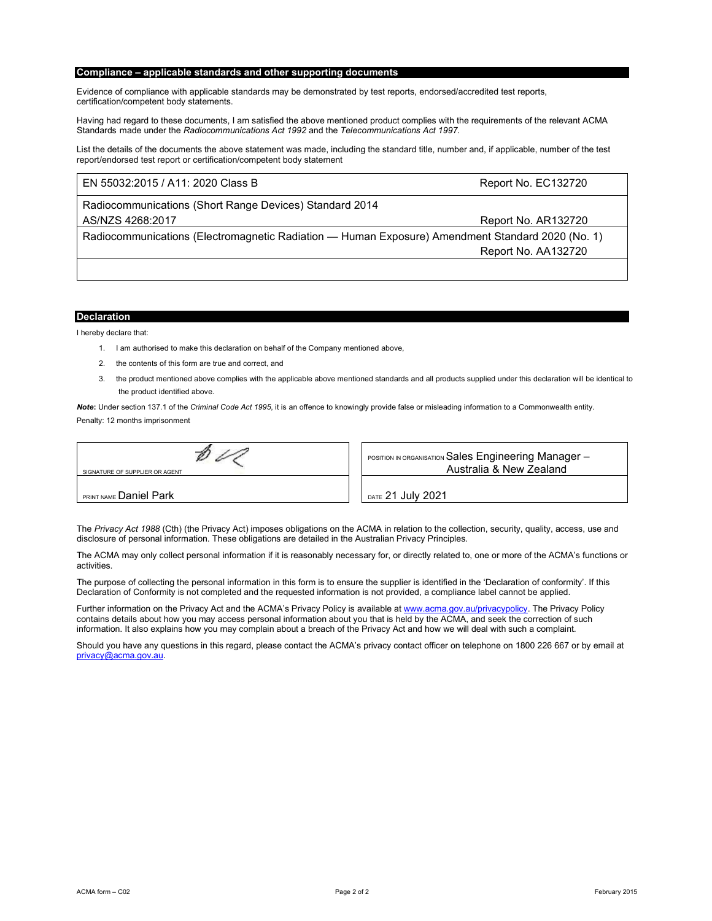## Compliance – applicable standards and other supporting documents

Evidence of compliance with applicable standards may be demonstrated by test reports, endorsed/accredited test reports, certification/competent body statements.

Having had regard to these documents, I am satisfied the above mentioned product complies with the requirements of the relevant ACMA Standards made under the *Radiocommunications Act 1992* and the *Telecommunications Act 1997.*

List the details of the documents the above statement was made, including the standard title, number and, if applicable, number of the test report/endorsed test report or certification/competent body statement

| | |
|---|---|
| EN 55032:2015 / A11: 2020 Class B | Report No. EC132720 |
| Radiocommunications (Short Range Devices) Standard 2014<br>AS/NZS 4268:2017 | Report No. AR132720 |
| Radiocommunications (Electromagnetic Radiation — Human Exposure) Amendment Standard 2020 (No. 1) | Report No. AA132720 |
| | |

## Declaration

I hereby declare that:

1. I am authorised to make this declaration on behalf of the Company mentioned above,
2. the contents of this form are true and correct, and
3. the product mentioned above complies with the applicable above mentioned standards and all products supplied under this declaration will be identical to the product identified above.

***Note*:** Under section 137.1 of the *Criminal Code Act 1995*, it is an offence to knowingly provide false or misleading information to a Commonwealth entity.

Penalty: 12 months imprisonment

| | |
|---|---|
| SIGNATURE OF SUPPLIER OR AGENT | POSITION IN ORGANISATION Sales Engineering Manager – Australia & New Zealand |
| PRINT NAME Daniel Park | DATE 21 July 2021 |

The *Privacy Act 1988* (Cth) (the Privacy Act) imposes obligations on the ACMA in relation to the collection, security, quality, access, use and disclosure of personal information. These obligations are detailed in the Australian Privacy Principles.

The ACMA may only collect personal information if it is reasonably necessary for, or directly related to, one or more of the ACMA's functions or activities.

The purpose of collecting the personal information in this form is to ensure the supplier is identified in the 'Declaration of conformity'. If this Declaration of Conformity is not completed and the requested information is not provided, a compliance label cannot be applied.

Further information on the Privacy Act and the ACMA's Privacy Policy is available at www.acma.gov.au/privacypolicy. The Privacy Policy contains details about how you may access personal information about you that is held by the ACMA, and seek the correction of such information. It also explains how you may complain about a breach of the Privacy Act and how we will deal with such a complaint.

Should you have any questions in this regard, please contact the ACMA's privacy contact officer on telephone on 1800 226 667 or by email at privacy@acma.gov.au.

ACMA form – C02

February 2015